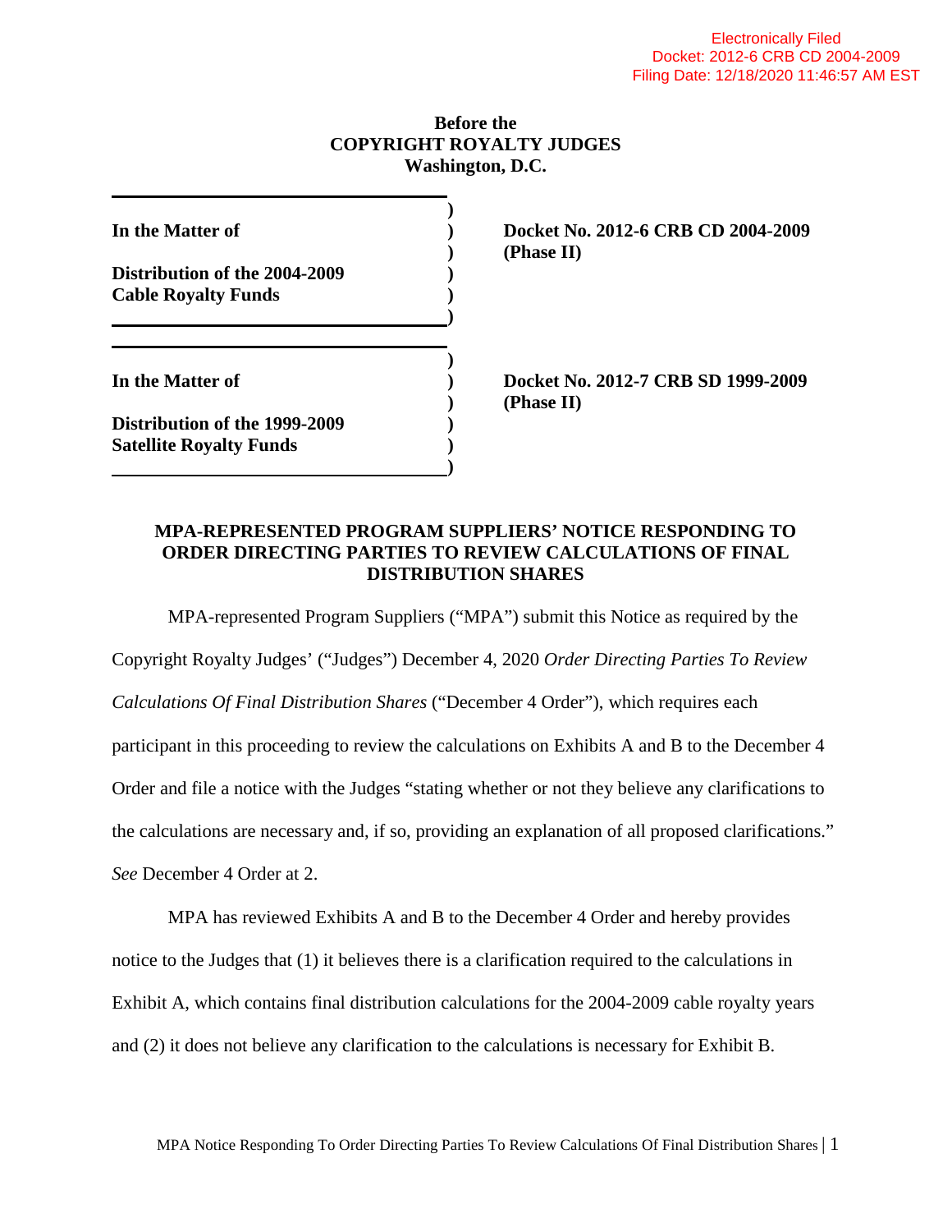Electronically Filed
Docket: 2012-6 CRB CD 2004-2009
Filing Date: 12/18/2020 11:46:57 AM EST

**Before the**
**COPYRIGHT ROYALTY JUDGES**
**Washington, D.C.**

| | |
|---|---|
| **In the Matter of**<br><br>**Distribution of the 2004-2009 Cable Royalty Funds** | **Docket No. 2012-6 CRB CD 2004-2009 (Phase II)** |
| **In the Matter of**<br><br>**Distribution of the 1999-2009 Satellite Royalty Funds** | **Docket No. 2012-7 CRB SD 1999-2009 (Phase II)** |

## MPA-REPRESENTED PROGRAM SUPPLIERS' NOTICE RESPONDING TO ORDER DIRECTING PARTIES TO REVIEW CALCULATIONS OF FINAL DISTRIBUTION SHARES

MPA-represented Program Suppliers ("MPA") submit this Notice as required by the Copyright Royalty Judges' ("Judges") December 4, 2020 *Order Directing Parties To Review Calculations Of Final Distribution Shares* ("December 4 Order"), which requires each participant in this proceeding to review the calculations on Exhibits A and B to the December 4 Order and file a notice with the Judges "stating whether or not they believe any clarifications to the calculations are necessary and, if so, providing an explanation of all proposed clarifications." *See* December 4 Order at 2.

MPA has reviewed Exhibits A and B to the December 4 Order and hereby provides notice to the Judges that (1) it believes there is a clarification required to the calculations in Exhibit A, which contains final distribution calculations for the 2004-2009 cable royalty years and (2) it does not believe any clarification to the calculations is necessary for Exhibit B.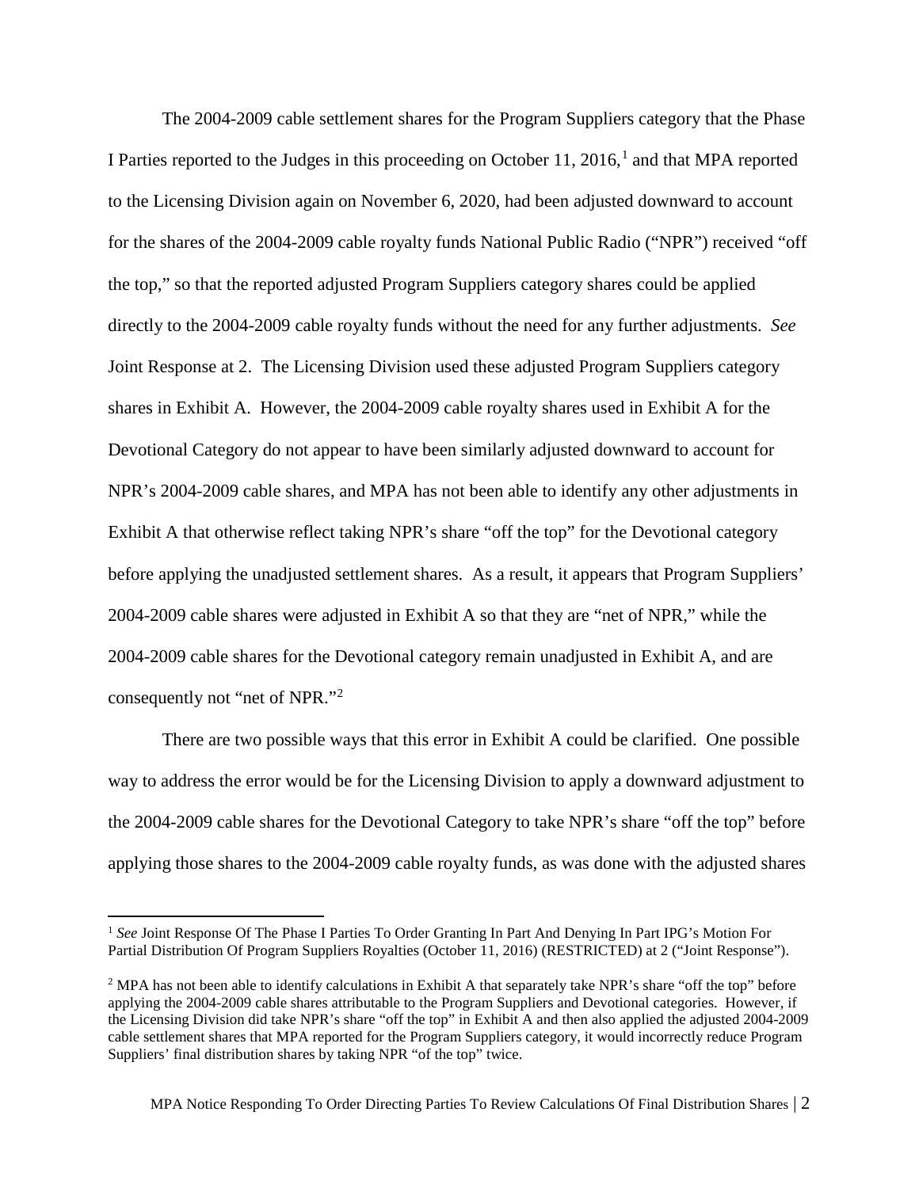The 2004-2009 cable settlement shares for the Program Suppliers category that the Phase I Parties reported to the Judges in this proceeding on October 11, 2016,[1] and that MPA reported to the Licensing Division again on November 6, 2020, had been adjusted downward to account for the shares of the 2004-2009 cable royalty funds National Public Radio ("NPR") received "off the top," so that the reported adjusted Program Suppliers category shares could be applied directly to the 2004-2009 cable royalty funds without the need for any further adjustments. *See* Joint Response at 2. The Licensing Division used these adjusted Program Suppliers category shares in Exhibit A. However, the 2004-2009 cable royalty shares used in Exhibit A for the Devotional Category do not appear to have been similarly adjusted downward to account for NPR's 2004-2009 cable shares, and MPA has not been able to identify any other adjustments in Exhibit A that otherwise reflect taking NPR's share "off the top" for the Devotional category before applying the unadjusted settlement shares. As a result, it appears that Program Suppliers' 2004-2009 cable shares were adjusted in Exhibit A so that they are "net of NPR," while the 2004-2009 cable shares for the Devotional category remain unadjusted in Exhibit A, and are consequently not "net of NPR."[2]

There are two possible ways that this error in Exhibit A could be clarified. One possible way to address the error would be for the Licensing Division to apply a downward adjustment to the 2004-2009 cable shares for the Devotional Category to take NPR's share "off the top" before applying those shares to the 2004-2009 cable royalty funds, as was done with the adjusted shares

---

[1] *See* Joint Response Of The Phase I Parties To Order Granting In Part And Denying In Part IPG's Motion For Partial Distribution Of Program Suppliers Royalties (October 11, 2016) (RESTRICTED) at 2 ("Joint Response").

[2] MPA has not been able to identify calculations in Exhibit A that separately take NPR's share "off the top" before applying the 2004-2009 cable shares attributable to the Program Suppliers and Devotional categories. However, if the Licensing Division did take NPR's share "off the top" in Exhibit A and then also applied the adjusted 2004-2009 cable settlement shares that MPA reported for the Program Suppliers category, it would incorrectly reduce Program Suppliers' final distribution shares by taking NPR "of the top" twice.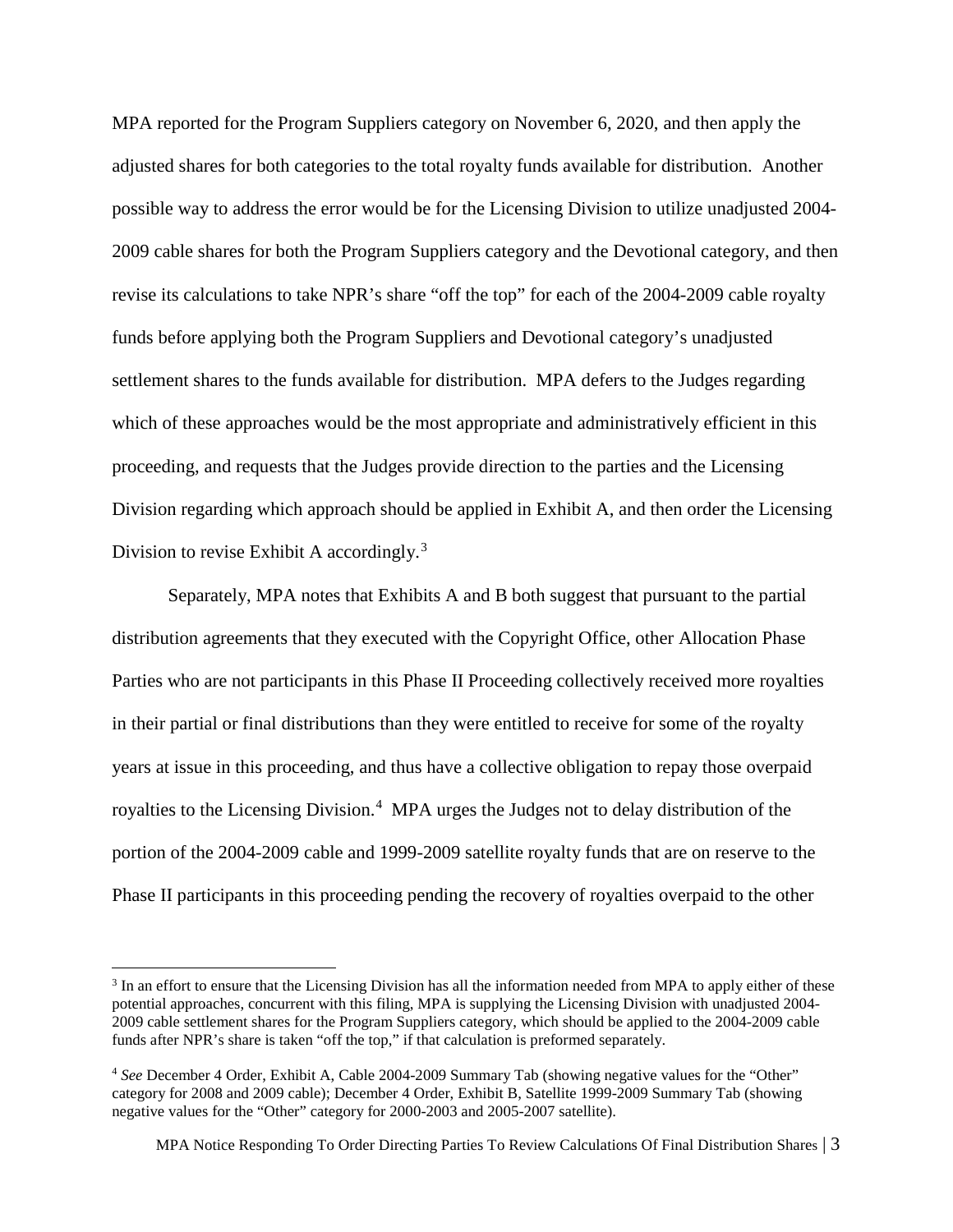MPA reported for the Program Suppliers category on November 6, 2020, and then apply the adjusted shares for both categories to the total royalty funds available for distribution. Another possible way to address the error would be for the Licensing Division to utilize unadjusted 2004-2009 cable shares for both the Program Suppliers category and the Devotional category, and then revise its calculations to take NPR's share "off the top" for each of the 2004-2009 cable royalty funds before applying both the Program Suppliers and Devotional category's unadjusted settlement shares to the funds available for distribution. MPA defers to the Judges regarding which of these approaches would be the most appropriate and administratively efficient in this proceeding, and requests that the Judges provide direction to the parties and the Licensing Division regarding which approach should be applied in Exhibit A, and then order the Licensing Division to revise Exhibit A accordingly.[3]

Separately, MPA notes that Exhibits A and B both suggest that pursuant to the partial distribution agreements that they executed with the Copyright Office, other Allocation Phase Parties who are not participants in this Phase II Proceeding collectively received more royalties in their partial or final distributions than they were entitled to receive for some of the royalty years at issue in this proceeding, and thus have a collective obligation to repay those overpaid royalties to the Licensing Division.[4] MPA urges the Judges not to delay distribution of the portion of the 2004-2009 cable and 1999-2009 satellite royalty funds that are on reserve to the Phase II participants in this proceeding pending the recovery of royalties overpaid to the other

---

[3] In an effort to ensure that the Licensing Division has all the information needed from MPA to apply either of these potential approaches, concurrent with this filing, MPA is supplying the Licensing Division with unadjusted 2004-2009 cable settlement shares for the Program Suppliers category, which should be applied to the 2004-2009 cable funds after NPR's share is taken "off the top," if that calculation is preformed separately.

[4] *See* December 4 Order, Exhibit A, Cable 2004-2009 Summary Tab (showing negative values for the "Other" category for 2008 and 2009 cable); December 4 Order, Exhibit B, Satellite 1999-2009 Summary Tab (showing negative values for the "Other" category for 2000-2003 and 2005-2007 satellite).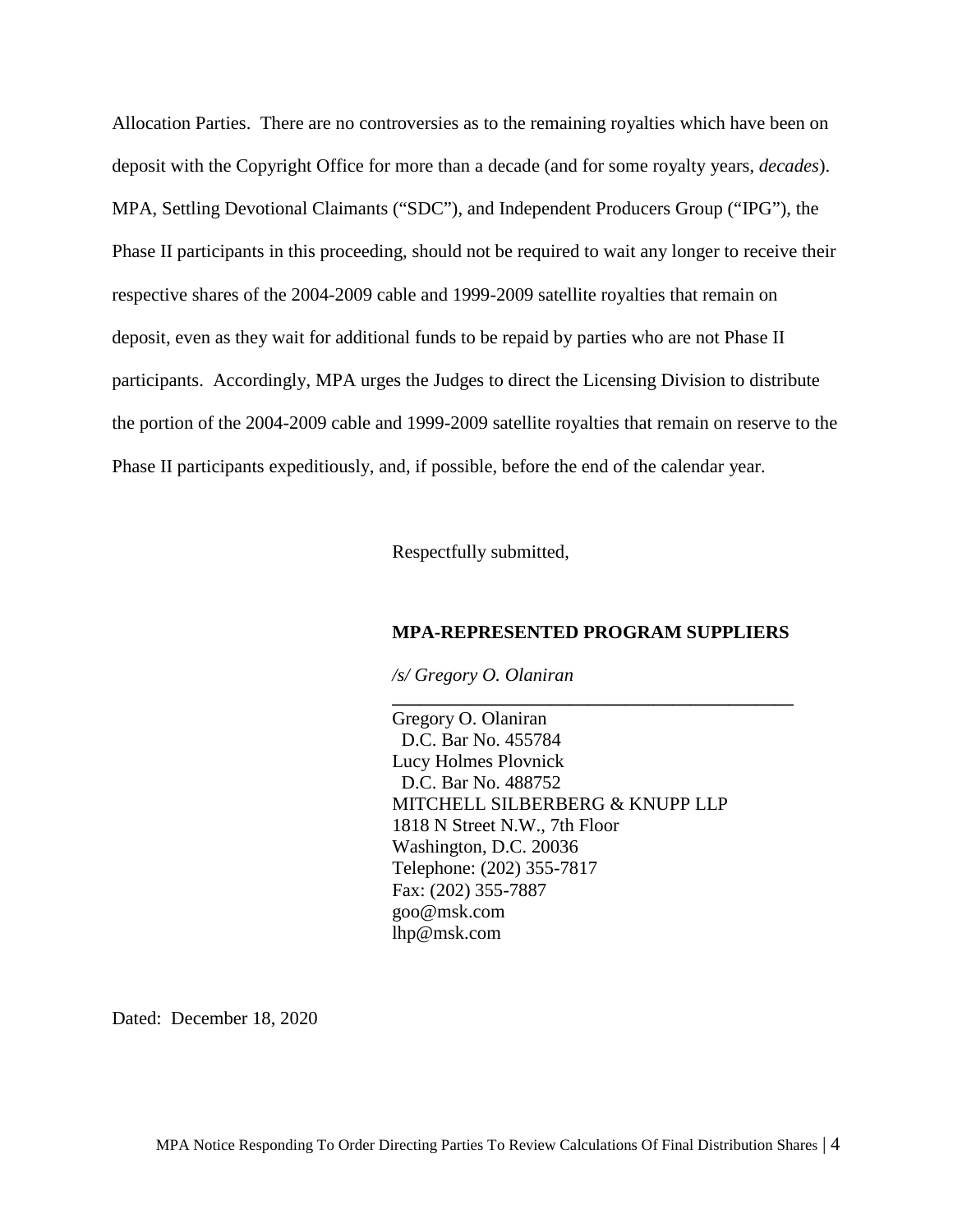Allocation Parties. There are no controversies as to the remaining royalties which have been on deposit with the Copyright Office for more than a decade (and for some royalty years, *decades*). MPA, Settling Devotional Claimants ("SDC"), and Independent Producers Group ("IPG"), the Phase II participants in this proceeding, should not be required to wait any longer to receive their respective shares of the 2004-2009 cable and 1999-2009 satellite royalties that remain on deposit, even as they wait for additional funds to be repaid by parties who are not Phase II participants. Accordingly, MPA urges the Judges to direct the Licensing Division to distribute the portion of the 2004-2009 cable and 1999-2009 satellite royalties that remain on reserve to the Phase II participants expeditiously, and, if possible, before the end of the calendar year.

Respectfully submitted,

**MPA-REPRESENTED PROGRAM SUPPLIERS**

*/s/ Gregory O. Olaniran*

Gregory O. Olaniran
D.C. Bar No. 455784
Lucy Holmes Plovnick
D.C. Bar No. 488752
MITCHELL SILBERBERG & KNUPP LLP
1818 N Street N.W., 7th Floor
Washington, D.C. 20036
Telephone: (202) 355-7817
Fax: (202) 355-7887
goo@msk.com
lhp@msk.com

Dated: December 18, 2020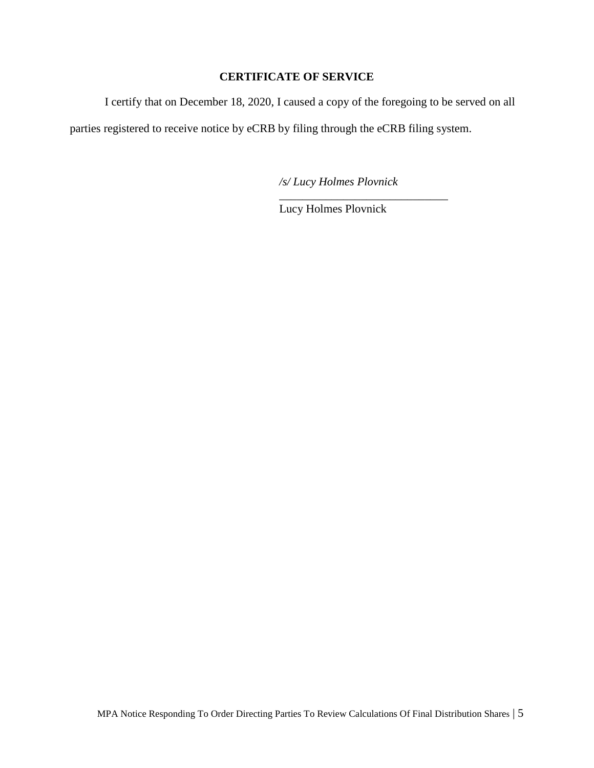## CERTIFICATE OF SERVICE

I certify that on December 18, 2020, I caused a copy of the foregoing to be served on all parties registered to receive notice by eCRB by filing through the eCRB filing system.

*/s/ Lucy Holmes Plovnick*

Lucy Holmes Plovnick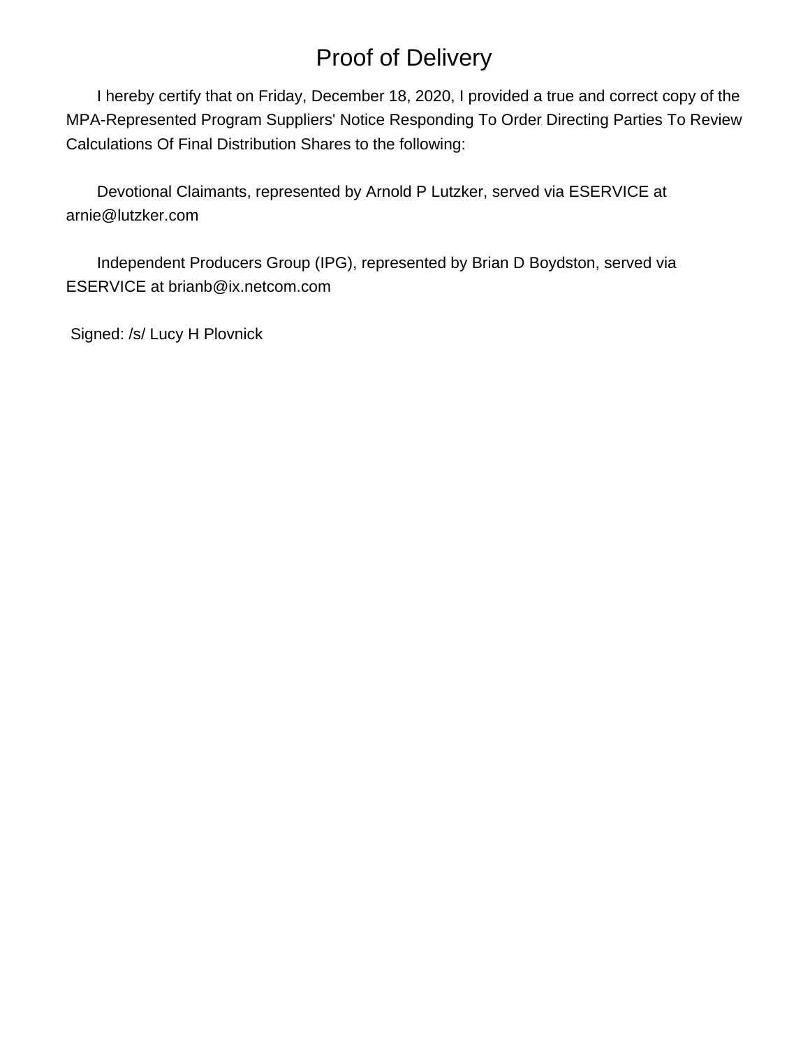# Proof of Delivery

I hereby certify that on Friday, December 18, 2020, I provided a true and correct copy of the MPA-Represented Program Suppliers' Notice Responding To Order Directing Parties To Review Calculations Of Final Distribution Shares to the following:

Devotional Claimants, represented by Arnold P Lutzker, served via ESERVICE at arnie@lutzker.com

Independent Producers Group (IPG), represented by Brian D Boydston, served via ESERVICE at brianb@ix.netcom.com

Signed: /s/ Lucy H Plovnick